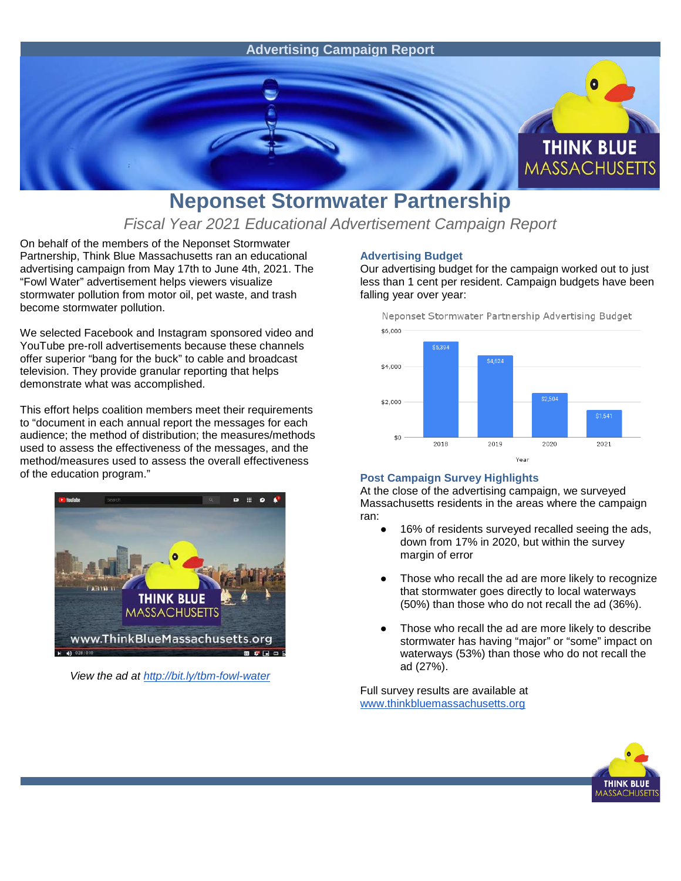Advertising Campaign Report

# Neponset Stormwater Partnership

*Fiscal Year 2021 Educational Advertisement Campaign Report*

On behalf of the members of the Neponset Stormwater Partnership, Think Blue Massachusetts ran an educational advertising campaign from May 17th to June 4th, 2021. The "Fowl Water" advertisement helps viewers visualize stormwater pollution from motor oil, pet waste, and trash become stormwater pollution.

We selected Facebook and Instagram sponsored video and YouTube pre-roll advertisements because these channels offer superior "bang for the buck" to cable and broadcast television. They provide granular reporting that helps demonstrate what was accomplished.

This effort helps coalition members meet their requirements to "document in each annual report the messages for each audience; the method of distribution; the measures/methods used to assess the effectiveness of the messages, and the method/measures used to assess the overall effectiveness of the education program."

*View the ad at [http://bit.ly/tbm-fowl-water](http://bit.ly/tbm-fowl-water)*

## Advertising Budget

Our advertising budget for the campaign worked out to just less than 1 cent per resident. Campaign budgets have been falling year over year:

Neponset Stormwater Partnership Advertising Budget

| Year | Budget |
|---|---|
| 2018 | $5,394 |
| 2019 | $4,624 |
| 2020 | $2,504 |
| 2021 | $1,541 |

## Post Campaign Survey Highlights

At the close of the advertising campaign, we surveyed Massachusetts residents in the areas where the campaign ran:

- 16% of residents surveyed recalled seeing the ads, down from 17% in 2020, but within the survey margin of error
- Those who recall the ad are more likely to recognize that stormwater goes directly to local waterways (50%) than those who do not recall the ad (36%).
- Those who recall the ad are more likely to describe stormwater has having "major" or "some" impact on waterways (53%) than those who do not recall the ad (27%).

Full survey results are available at [www.thinkbluemassachusetts.org](http://www.thinkbluemassachusetts.org)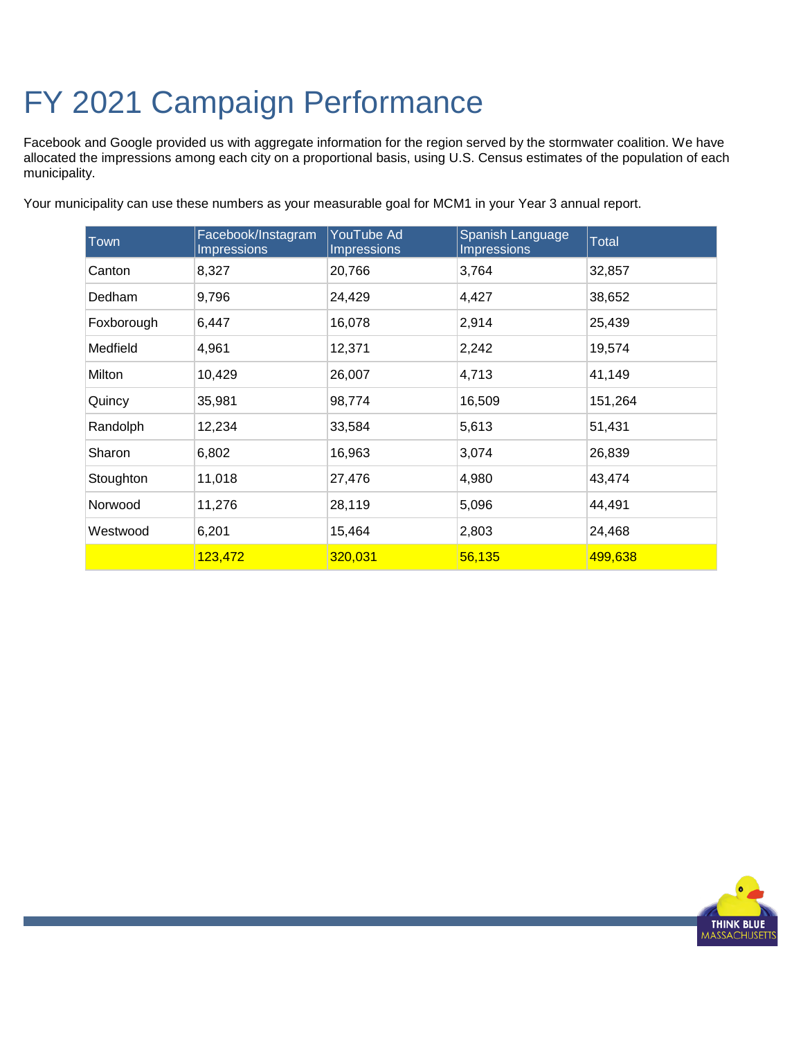# FY 2021 Campaign Performance

Facebook and Google provided us with aggregate information for the region served by the stormwater coalition. We have allocated the impressions among each city on a proportional basis, using U.S. Census estimates of the population of each municipality.

Your municipality can use these numbers as your measurable goal for MCM1 in your Year 3 annual report.

| Town | Facebook/Instagram Impressions | YouTube Ad Impressions | Spanish Language Impressions | Total |
|---|---|---|---|---|
| Canton | 8,327 | 20,766 | 3,764 | 32,857 |
| Dedham | 9,796 | 24,429 | 4,427 | 38,652 |
| Foxborough | 6,447 | 16,078 | 2,914 | 25,439 |
| Medfield | 4,961 | 12,371 | 2,242 | 19,574 |
| Milton | 10,429 | 26,007 | 4,713 | 41,149 |
| Quincy | 35,981 | 98,774 | 16,509 | 151,264 |
| Randolph | 12,234 | 33,584 | 5,613 | 51,431 |
| Sharon | 6,802 | 16,963 | 3,074 | 26,839 |
| Stoughton | 11,018 | 27,476 | 4,980 | 43,474 |
| Norwood | 11,276 | 28,119 | 5,096 | 44,491 |
| Westwood | 6,201 | 15,464 | 2,803 | 24,468 |
| | 123,472 | 320,031 | 56,135 | 499,638 |